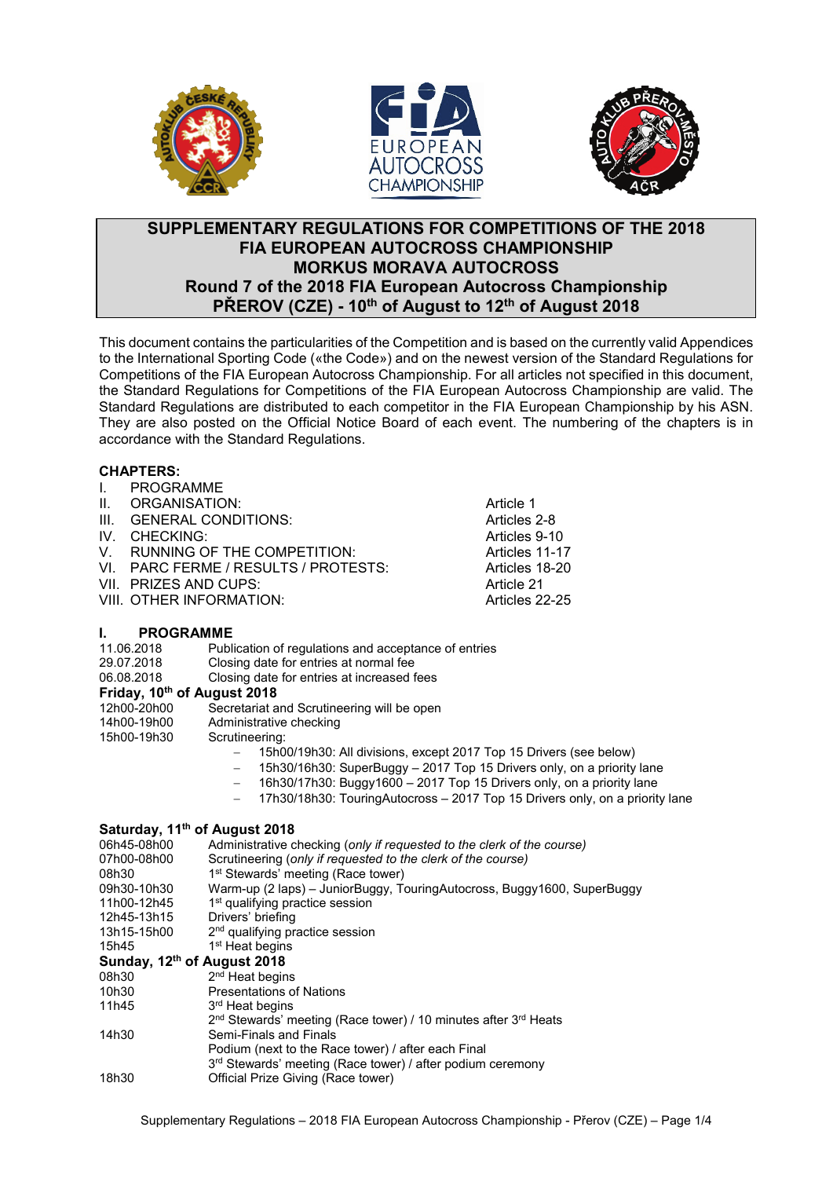# SUPPLEMENTARY REGULATIONS FOR COMPETITIONS OF THE 2018 FIA EUROPEAN AUTOCROSS CHAMPIONSHIP MORKUS MORAVA AUTOCROSS

## Round 7 of the 2018 FIA European Autocross Championship PŘEROV (CZE) - 10th of August to 12th of August 2018

This document contains the particularities of the Competition and is based on the currently valid Appendices to the International Sporting Code («the Code») and on the newest version of the Standard Regulations for Competitions of the FIA European Autocross Championship. For all articles not specified in this document, the Standard Regulations for Competitions of the FIA European Autocross Championship are valid. The Standard Regulations are distributed to each competitor in the FIA European Championship by his ASN. They are also posted on the Official Notice Board of each event. The numbering of the chapters is in accordance with the Standard Regulations.

**CHAPTERS:**

| | | |
|---|---|---|
| I. | PROGRAMME | |
| II. | ORGANISATION: | Article 1 |
| III. | GENERAL CONDITIONS: | Articles 2-8 |
| IV. | CHECKING: | Articles 9-10 |
| V. | RUNNING OF THE COMPETITION: | Articles 11-17 |
| VI. | PARC FERME / RESULTS / PROTESTS: | Articles 18-20 |
| VII. | PRIZES AND CUPS: | Article 21 |
| VIII. | OTHER INFORMATION: | Articles 22-25 |

## I. PROGRAMME

| | |
|---|---|
| 11.06.2018 | Publication of regulations and acceptance of entries |
| 29.07.2018 | Closing date for entries at normal fee |
| 06.08.2018 | Closing date for entries at increased fees |

**Friday, 10th of August 2018**

| | |
|---|---|
| 12h00-20h00 | Secretariat and Scrutineering will be open |
| 14h00-19h00 | Administrative checking |
| 15h00-19h30 | Scrutineering: |

- 15h00/19h30: All divisions, except 2017 Top 15 Drivers (see below)
- 15h30/16h30: SuperBuggy – 2017 Top 15 Drivers only, on a priority lane
- 16h30/17h30: Buggy1600 – 2017 Top 15 Drivers only, on a priority lane
- 17h30/18h30: TouringAutocross – 2017 Top 15 Drivers only, on a priority lane

**Saturday, 11th of August 2018**

| | |
|---|---|
| 06h45-08h00 | Administrative checking (*only if requested to the clerk of the course*) |
| 07h00-08h00 | Scrutineering (*only if requested to the clerk of the course*) |
| 08h30 | 1st Stewards' meeting (Race tower) |
| 09h30-10h30 | Warm-up (2 laps) – JuniorBuggy, TouringAutocross, Buggy1600, SuperBuggy |
| 11h00-12h45 | 1st qualifying practice session |
| 12h45-13h15 | Drivers' briefing |
| 13h15-15h00 | 2nd qualifying practice session |
| 15h45 | 1st Heat begins |

**Sunday, 12th of August 2018**

| | |
|---|---|
| 08h30 | 2nd Heat begins |
| 10h30 | Presentations of Nations |
| 11h45 | 3rd Heat begins |
| | 2nd Stewards' meeting (Race tower) / 10 minutes after 3rd Heats |
| 14h30 | Semi-Finals and Finals |
| | Podium (next to the Race tower) / after each Final |
| | 3rd Stewards' meeting (Race tower) / after podium ceremony |
| 18h30 | Official Prize Giving (Race tower) |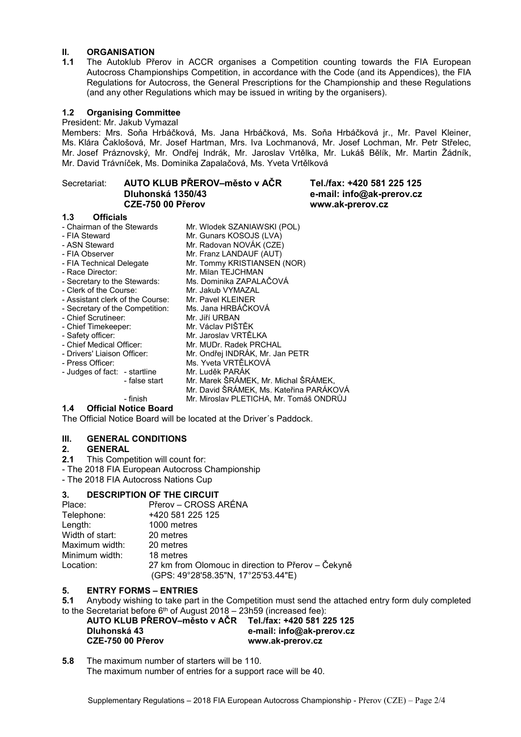## II. ORGANISATION

**1.1** The Autoklub Přerov in ACCR organises a Competition counting towards the FIA European Autocross Championships Competition, in accordance with the Code (and its Appendices), the FIA Regulations for Autocross, the General Prescriptions for the Championship and these Regulations (and any other Regulations which may be issued in writing by the organisers).

### 1.2 Organising Committee

President: Mr. Jakub Vymazal

Members: Mrs. Soňa Hrbáčková, Ms. Jana Hrbáčková, Ms. Soňa Hrbáčková jr., Mr. Pavel Kleiner, Ms. Klára Čaklošová, Mr. Josef Hartman, Mrs. Iva Lochmanová, Mr. Josef Lochman, Mr. Petr Střelec, Mr. Josef Práznovský, Mr. Ondřej Indrák, Mr. Jaroslav Vrtělka, Mr. Lukáš Bělík, Mr. Martin Žádník, Mr. David Trávníček, Ms. Dominika Zapalačová, Ms. Yveta Vrtělková

| Secretariat: | **AUTO KLUB PŘEROV–město v AČR** | **Tel./fax: +420 581 225 125** |
|---|---|---|
| | **Dluhonská 1350/43** | **e-mail: info@ak-prerov.cz** |
| | **CZE-750 00 Přerov** | **www.ak-prerov.cz** |

### 1.3 Officials

| | | |
|---|---|---|
| - Chairman of the Stewards | | Mr. Wlodek SZANIAWSKI (POL) |
| - FIA Steward | | Mr. Gunars KOSOJS (LVA) |
| - ASN Steward | | Mr. Radovan NOVÁK (CZE) |
| - FIA Observer | | Mr. Franz LANDAUF (AUT) |
| - FIA Technical Delegate | | Mr. Tommy KRISTIANSEN (NOR) |
| - Race Director: | | Mr. Milan TEJCHMAN |
| - Secretary to the Stewards: | | Ms. Dominika ZAPALAČOVÁ |
| - Clerk of the Course: | | Mr. Jakub VYMAZAL |
| - Assistant clerk of the Course: | | Mr. Pavel KLEINER |
| - Secretary of the Competition: | | Ms. Jana HRBÁČKOVÁ |
| - Chief Scrutineer: | | Mr. Jiří URBAN |
| - Chief Timekeeper: | | Mr. Václav PIŠTĚK |
| - Safety officer: | | Mr. Jaroslav VRTĚLKA |
| - Chief Medical Officer: | | Mr. MUDr. Radek PRCHAL |
| - Drivers' Liaison Officer: | | Mr. Ondřej INDRÁK, Mr. Jan PETR |
| - Press Officer: | | Ms. Yveta VRTĚLKOVÁ |
| - Judges of fact: | - startline | Mr. Luděk PARÁK |
| | - false start | Mr. Marek ŠRÁMEK, Mr. Michal ŠRÁMEK, Mr. David ŠRÁMEK, Ms. Kateřina PARÁKOVÁ |
| | - finish | Mr. Miroslav PLETICHA, Mr. Tomáš ONDRŮJ |

### 1.4 Official Notice Board

The Official Notice Board will be located at the Driver´s Paddock.

## III. GENERAL CONDITIONS

### 2. GENERAL

**2.1** This Competition will count for:

- The 2018 FIA European Autocross Championship
- The 2018 FIA Autocross Nations Cup

### 3. DESCRIPTION OF THE CIRCUIT

| | |
|---|---|
| Place: | Přerov – CROSS ARÉNA |
| Telephone: | +420 581 225 125 |
| Length: | 1000 metres |
| Width of start: | 20 metres |
| Maximum width: | 20 metres |
| Minimum width: | 18 metres |
| Location: | 27 km from Olomouc in direction to Přerov – Čekyně (GPS: 49°28'58.35"N, 17°25'53.44"E) |

### 5. ENTRY FORMS – ENTRIES

**5.1** Anybody wishing to take part in the Competition must send the attached entry form duly completed to the Secretariat before 6th of August 2018 – 23h59 (increased fee):

| | |
|---|---|
| **AUTO KLUB PŘEROV–město v AČR** | **Tel./fax: +420 581 225 125** |
| **Dluhonská 43** | **e-mail: info@ak-prerov.cz** |
| **CZE-750 00 Přerov** | **www.ak-prerov.cz** |

**5.8** The maximum number of starters will be 110.
The maximum number of entries for a support race will be 40.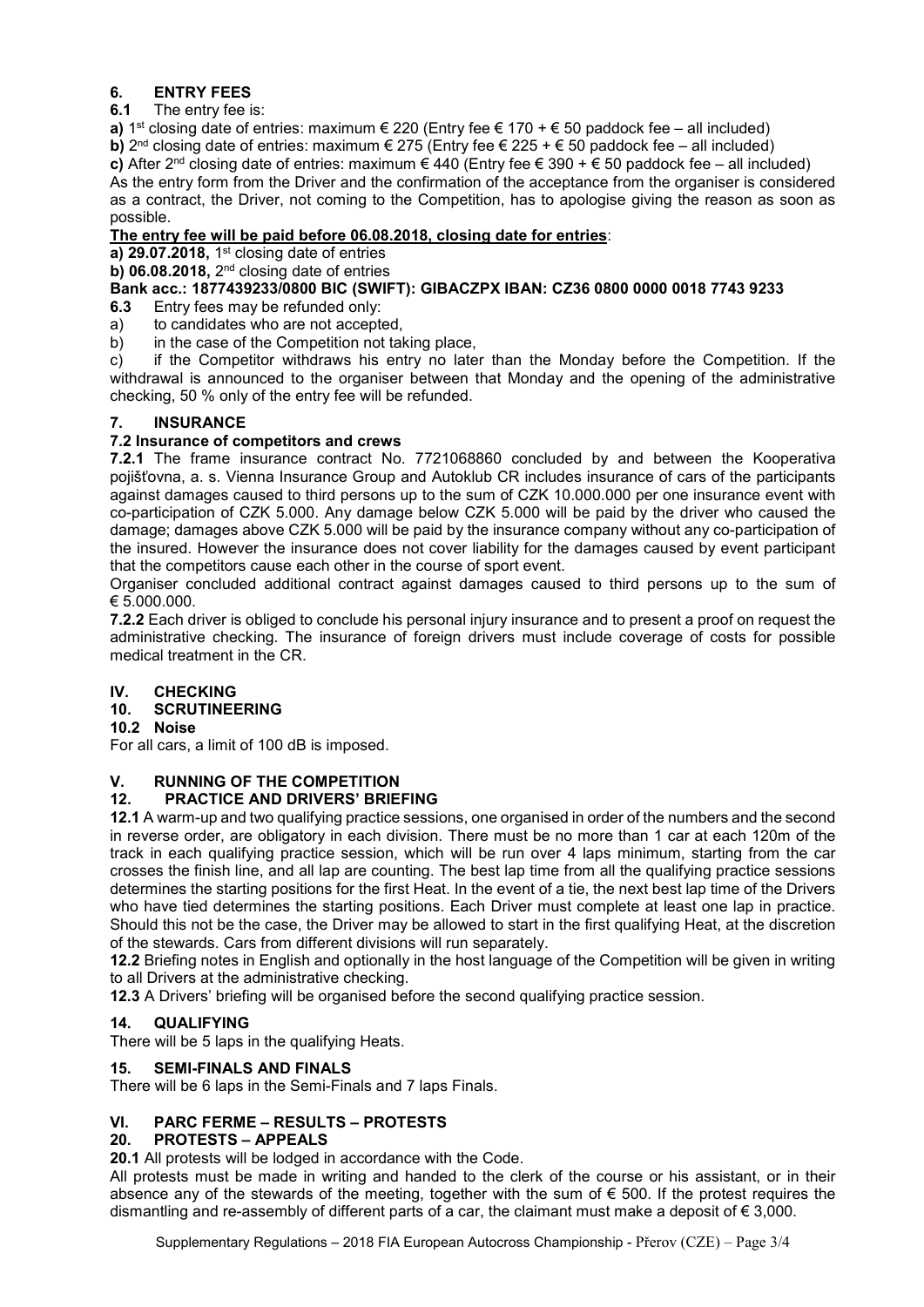## 6. ENTRY FEES

**6.1** The entry fee is:

**a)** 1st closing date of entries: maximum € 220 (Entry fee € 170 + € 50 paddock fee – all included)

**b)** 2nd closing date of entries: maximum € 275 (Entry fee € 225 + € 50 paddock fee – all included)

**c)** After 2nd closing date of entries: maximum € 440 (Entry fee € 390 + € 50 paddock fee – all included)

As the entry form from the Driver and the confirmation of the acceptance from the organiser is considered as a contract, the Driver, not coming to the Competition, has to apologise giving the reason as soon as possible.

**The entry fee will be paid before 06.08.2018, closing date for entries**:

**a) 29.07.2018,** 1st closing date of entries

**b) 06.08.2018,** 2nd closing date of entries

**Bank acc.: 1877439233/0800 BIC (SWIFT): GIBACZPX IBAN: CZ36 0800 0000 0018 7743 9233**

**6.3** Entry fees may be refunded only:

a) to candidates who are not accepted,

b) in the case of the Competition not taking place,

c) if the Competitor withdraws his entry no later than the Monday before the Competition. If the withdrawal is announced to the organiser between that Monday and the opening of the administrative checking, 50 % only of the entry fee will be refunded.

## 7. INSURANCE

### 7.2 Insurance of competitors and crews

**7.2.1** The frame insurance contract No. 7721068860 concluded by and between the Kooperativa pojišťovna, a. s. Vienna Insurance Group and Autoklub CR includes insurance of cars of the participants against damages caused to third persons up to the sum of CZK 10.000.000 per one insurance event with co-participation of CZK 5.000. Any damage below CZK 5.000 will be paid by the driver who caused the damage; damages above CZK 5.000 will be paid by the insurance company without any co-participation of the insured. However the insurance does not cover liability for the damages caused by event participant that the competitors cause each other in the course of sport event.

Organiser concluded additional contract against damages caused to third persons up to the sum of € 5.000.000.

**7.2.2** Each driver is obliged to conclude his personal injury insurance and to present a proof on request the administrative checking. The insurance of foreign drivers must include coverage of costs for possible medical treatment in the CR.

# IV. CHECKING

## 10. SCRUTINEERING

### 10.2 Noise

For all cars, a limit of 100 dB is imposed.

# V. RUNNING OF THE COMPETITION

## 12. PRACTICE AND DRIVERS' BRIEFING

**12.1** A warm-up and two qualifying practice sessions, one organised in order of the numbers and the second in reverse order, are obligatory in each division. There must be no more than 1 car at each 120m of the track in each qualifying practice session, which will be run over 4 laps minimum, starting from the car crosses the finish line, and all lap are counting. The best lap time from all the qualifying practice sessions determines the starting positions for the first Heat. In the event of a tie, the next best lap time of the Drivers who have tied determines the starting positions. Each Driver must complete at least one lap in practice. Should this not be the case, the Driver may be allowed to start in the first qualifying Heat, at the discretion of the stewards. Cars from different divisions will run separately.

**12.2** Briefing notes in English and optionally in the host language of the Competition will be given in writing to all Drivers at the administrative checking.

**12.3** A Drivers' briefing will be organised before the second qualifying practice session.

## 14. QUALIFYING

There will be 5 laps in the qualifying Heats.

## 15. SEMI-FINALS AND FINALS

There will be 6 laps in the Semi-Finals and 7 laps Finals.

# VI. PARC FERME – RESULTS – PROTESTS

## 20. PROTESTS – APPEALS

**20.1** All protests will be lodged in accordance with the Code.

All protests must be made in writing and handed to the clerk of the course or his assistant, or in their absence any of the stewards of the meeting, together with the sum of € 500. If the protest requires the dismantling and re-assembly of different parts of a car, the claimant must make a deposit of € 3,000.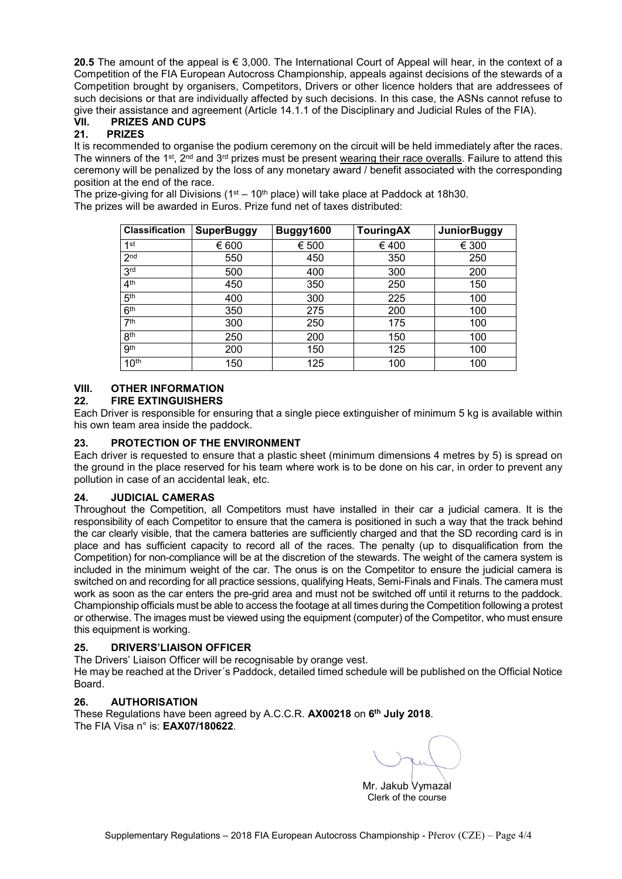**20.5** The amount of the appeal is € 3,000. The International Court of Appeal will hear, in the context of a Competition of the FIA European Autocross Championship, appeals against decisions of the stewards of a Competition brought by organisers, Competitors, Drivers or other licence holders that are addressees of such decisions or that are individually affected by such decisions. In this case, the ASNs cannot refuse to give their assistance and agreement (Article 14.1.1 of the Disciplinary and Judicial Rules of the FIA).

## VII. PRIZES AND CUPS

### 21. PRIZES

It is recommended to organise the podium ceremony on the circuit will be held immediately after the races. The winners of the 1st, 2nd and 3rd prizes must be present wearing their race overalls. Failure to attend this ceremony will be penalized by the loss of any monetary award / benefit associated with the corresponding position at the end of the race.

The prize-giving for all Divisions (1st – 10th place) will take place at Paddock at 18h30.

The prizes will be awarded in Euros. Prize fund net of taxes distributed:

| Classification | SuperBuggy | Buggy1600 | TouringAX | JuniorBuggy |
|---|---|---|---|---|
| 1st | € 600 | € 500 | € 400 | € 300 |
| 2nd | 550 | 450 | 350 | 250 |
| 3rd | 500 | 400 | 300 | 200 |
| 4th | 450 | 350 | 250 | 150 |
| 5th | 400 | 300 | 225 | 100 |
| 6th | 350 | 275 | 200 | 100 |
| 7th | 300 | 250 | 175 | 100 |
| 8th | 250 | 200 | 150 | 100 |
| 9th | 200 | 150 | 125 | 100 |
| 10th | 150 | 125 | 100 | 100 |

## VIII. OTHER INFORMATION

### 22. FIRE EXTINGUISHERS

Each Driver is responsible for ensuring that a single piece extinguisher of minimum 5 kg is available within his own team area inside the paddock.

### 23. PROTECTION OF THE ENVIRONMENT

Each driver is requested to ensure that a plastic sheet (minimum dimensions 4 metres by 5) is spread on the ground in the place reserved for his team where work is to be done on his car, in order to prevent any pollution in case of an accidental leak, etc.

### 24. JUDICIAL CAMERAS

Throughout the Competition, all Competitors must have installed in their car a judicial camera. It is the responsibility of each Competitor to ensure that the camera is positioned in such a way that the track behind the car clearly visible, that the camera batteries are sufficiently charged and that the SD recording card is in place and has sufficient capacity to record all of the races. The penalty (up to disqualification from the Competition) for non-compliance will be at the discretion of the stewards. The weight of the camera system is included in the minimum weight of the car. The onus is on the Competitor to ensure the judicial camera is switched on and recording for all practice sessions, qualifying Heats, Semi-Finals and Finals. The camera must work as soon as the car enters the pre-grid area and must not be switched off until it returns to the paddock. Championship officials must be able to access the footage at all times during the Competition following a protest or otherwise. The images must be viewed using the equipment (computer) of the Competitor, who must ensure this equipment is working.

### 25. DRIVERS'LIAISON OFFICER

The Drivers' Liaison Officer will be recognisable by orange vest.

He may be reached at the Driver´s Paddock, detailed timed schedule will be published on the Official Notice Board.

### 26. AUTHORISATION

These Regulations have been agreed by A.C.C.R. **AX00218** on **6th July 2018**.

The FIA Visa n° is: **EAX07/180622**.

Mr. Jakub Vymazal
Clerk of the course